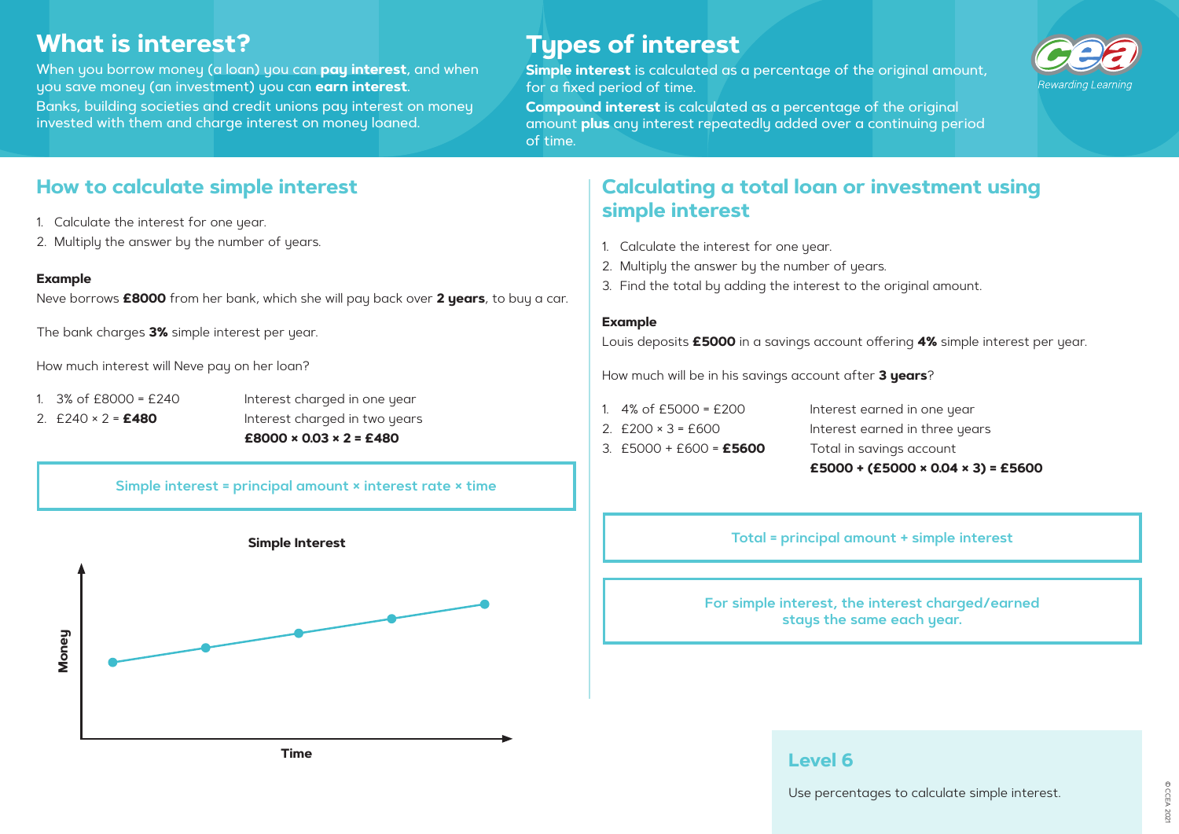## What is interest?

When you borrow money (a loan) you can **pay interest**, and when you save money (an investment) you can **earn interest**.

Banks, building societies and credit unions pay interest on money invested with them and charge interest on money loaned.

## Types of interest

**Simple interest** is calculated as a percentage of the original amount, for a fixed period of time.

**Compound interest** is calculated as a percentage of the original amount **plus** any interest repeatedly added over a continuing period of time.

## How to calculate simple interest

1. Calculate the interest for one year.
2. Multiply the answer by the number of years.

**Example**

Neve borrows **£8000** from her bank, which she will pay back over **2 years**, to buy a car.

The bank charges **3%** simple interest per year.

How much interest will Neve pay on her loan?

1. 3% of £8000 = £240 — Interest charged in one year
2. £240 × 2 = **£480** — Interest charged in two years

**£8000 × 0.03 × 2 = £480**

> Simple interest = principal amount × interest rate × time

**Simple Interest**

(Graph: Money against Time)

## Calculating a total loan or investment using simple interest

1. Calculate the interest for one year.
2. Multiply the answer by the number of years.
3. Find the total by adding the interest to the original amount.

**Example**

Louis deposits **£5000** in a savings account offering **4%** simple interest per year.

How much will be in his savings account after **3 years**?

1. 4% of £5000 = £200 — Interest earned in one year
2. £200 × 3 = £600 — Interest earned in three years
3. £5000 + £600 = **£5600** — Total in savings account

**£5000 + (£5000 × 0.04 × 3) = £5600**

> Total = principal amount + simple interest

> For simple interest, the interest charged/earned stays the same each year.

### Level 6

Use percentages to calculate simple interest.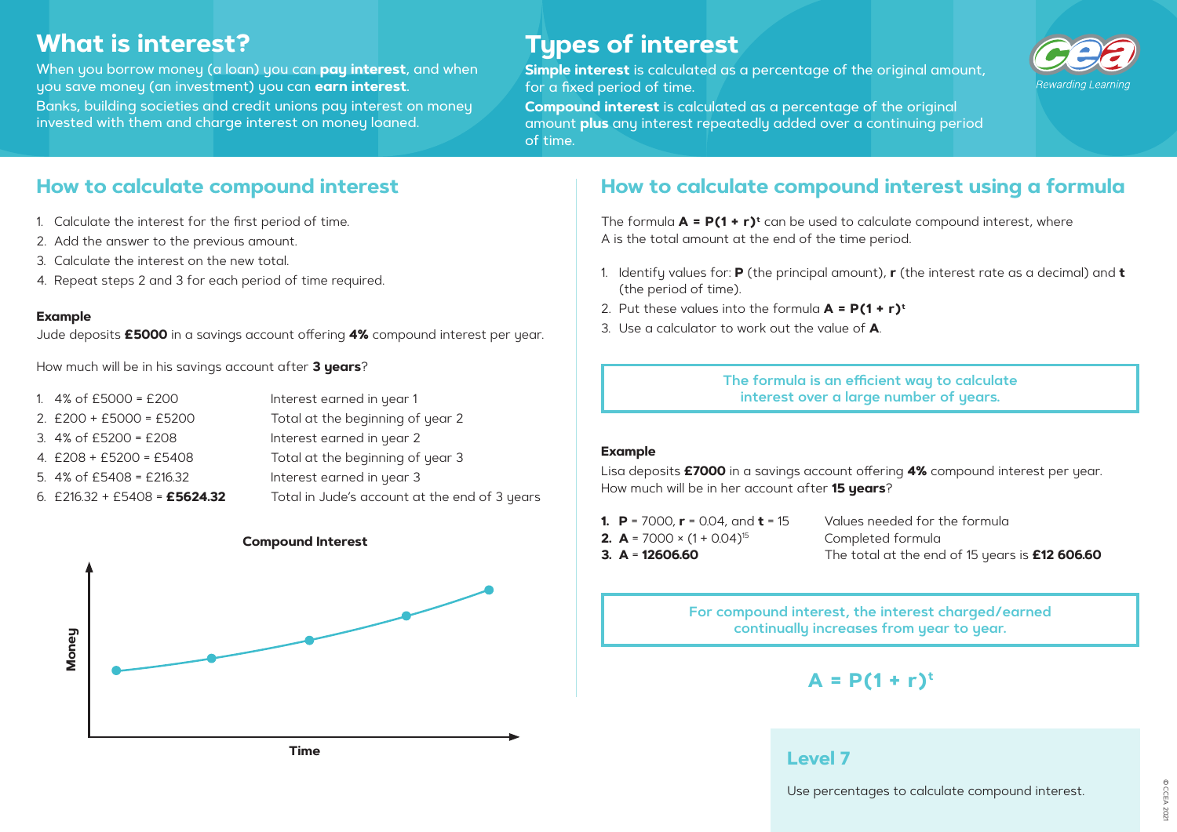## What is interest?

When you borrow money (a loan) you can **pay interest**, and when you save money (an investment) you can **earn interest**.

Banks, building societies and credit unions pay interest on money invested with them and charge interest on money loaned.

## Types of interest

**Simple interest** is calculated as a percentage of the original amount, for a fixed period of time.

**Compound interest** is calculated as a percentage of the original amount **plus** any interest repeatedly added over a continuing period of time.

Rewarding Learning

## How to calculate compound interest

1. Calculate the interest for the first period of time.
2. Add the answer to the previous amount.
3. Calculate the interest on the new total.
4. Repeat steps 2 and 3 for each period of time required.

**Example**

Jude deposits **£5000** in a savings account offering **4%** compound interest per year.

How much will be in his savings account after **3 years**?

| | |
|---|---|
| 1. 4% of £5000 = £200 | Interest earned in year 1 |
| 2. £200 + £5000 = £5200 | Total at the beginning of year 2 |
| 3. 4% of £5200 = £208 | Interest earned in year 2 |
| 4. £208 + £5200 = £5408 | Total at the beginning of year 3 |
| 5. 4% of £5408 = £216.32 | Interest earned in year 3 |
| 6. £216.32 + £5408 = **£5624.32** | Total in Jude's account at the end of 3 years |

**Compound Interest**

Money

Time

## How to calculate compound interest using a formula

The formula $A = P(1 + r)^t$ can be used to calculate compound interest, where A is the total amount at the end of the time period.

1. Identify values for: **P** (the principal amount), **r** (the interest rate as a decimal) and **t** (the period of time).
2. Put these values into the formula $A = P(1 + r)^t$
3. Use a calculator to work out the value of **A**.

The formula is an efficient way to calculate interest over a large number of years.

**Example**

Lisa deposits **£7000** in a savings account offering **4%** compound interest per year.
How much will be in her account after **15 years**?

| | |
|---|---|
| **1.** $P = 7000$, $r = 0.04$, and $t = 15$ | Values needed for the formula |
| **2.** $A = 7000 \times (1 + 0.04)^{15}$ | Completed formula |
| **3.** $A =$ **12606.60** | The total at the end of 15 years is **£12 606.60** |

For compound interest, the interest charged/earned continually increases from year to year.

$$A = P(1 + r)^t$$

### Level 7

Use percentages to calculate compound interest.

© CCEA 2021